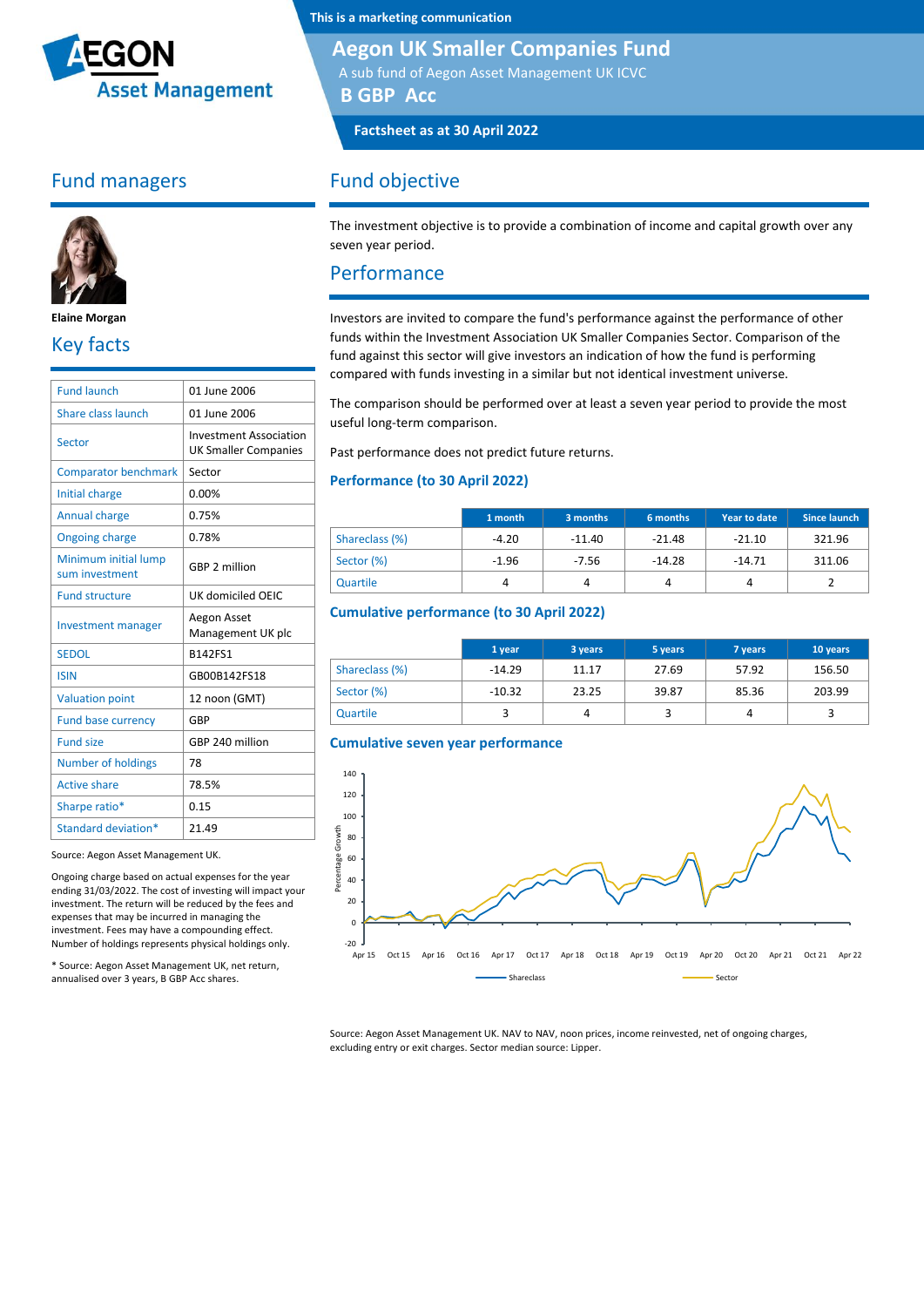This is a marketing communication

# Aegon UK Smaller Companies Fund

A sub fund of Aegon Asset Management UK ICVC

**B GBP Acc**

**Factsheet as at 30 April 2022**

## Fund managers

**Elaine Morgan**

## Key facts

| | |
|---|---|
| Fund launch | 01 June 2006 |
| Share class launch | 01 June 2006 |
| Sector | Investment Association UK Smaller Companies |
| Comparator benchmark | Sector |
| Initial charge | 0.00% |
| Annual charge | 0.75% |
| Ongoing charge | 0.78% |
| Minimum initial lump sum investment | GBP 2 million |
| Fund structure | UK domiciled OEIC |
| Investment manager | Aegon Asset Management UK plc |
| SEDOL | B142FS1 |
| ISIN | GB00B142FS18 |
| Valuation point | 12 noon (GMT) |
| Fund base currency | GBP |
| Fund size | GBP 240 million |
| Number of holdings | 78 |
| Active share | 78.5% |
| Sharpe ratio* | 0.15 |
| Standard deviation* | 21.49 |

Source: Aegon Asset Management UK.

Ongoing charge based on actual expenses for the year ending 31/03/2022. The cost of investing will impact your investment. The return will be reduced by the fees and expenses that may be incurred in managing the investment. Fees may have a compounding effect. Number of holdings represents physical holdings only.

* Source: Aegon Asset Management UK, net return, annualised over 3 years, B GBP Acc shares.

## Fund objective

The investment objective is to provide a combination of income and capital growth over any seven year period.

## Performance

Investors are invited to compare the fund's performance against the performance of other funds within the Investment Association UK Smaller Companies Sector. Comparison of the fund against this sector will give investors an indication of how the fund is performing compared with funds investing in a similar but not identical investment universe.

The comparison should be performed over at least a seven year period to provide the most useful long-term comparison.

Past performance does not predict future returns.

### Performance (to 30 April 2022)

| | 1 month | 3 months | 6 months | Year to date | Since launch |
|---|---|---|---|---|---|
| Shareclass (%) | -4.20 | -11.40 | -21.48 | -21.10 | 321.96 |
| Sector (%) | -1.96 | -7.56 | -14.28 | -14.71 | 311.06 |
| Quartile | 4 | 4 | 4 | 4 | 2 |

### Cumulative performance (to 30 April 2022)

| | 1 year | 3 years | 5 years | 7 years | 10 years |
|---|---|---|---|---|---|
| Shareclass (%) | -14.29 | 11.17 | 27.69 | 57.92 | 156.50 |
| Sector (%) | -10.32 | 23.25 | 39.87 | 85.36 | 203.99 |
| Quartile | 3 | 4 | 3 | 4 | 3 |

### Cumulative seven year performance

Source: Aegon Asset Management UK. NAV to NAV, noon prices, income reinvested, net of ongoing charges, excluding entry or exit charges. Sector median source: Lipper.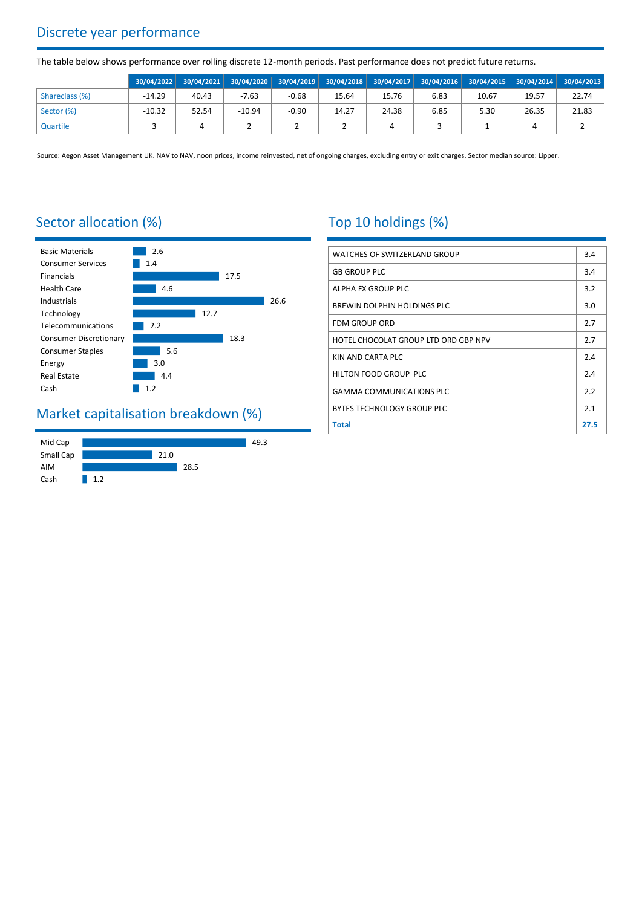## Discrete year performance

The table below shows performance over rolling discrete 12-month periods. Past performance does not predict future returns.

| | 30/04/2022 | 30/04/2021 | 30/04/2020 | 30/04/2019 | 30/04/2018 | 30/04/2017 | 30/04/2016 | 30/04/2015 | 30/04/2014 | 30/04/2013 |
|---|---|---|---|---|---|---|---|---|---|---|
| Shareclass (%) | -14.29 | 40.43 | -7.63 | -0.68 | 15.64 | 15.76 | 6.83 | 10.67 | 19.57 | 22.74 |
| Sector (%) | -10.32 | 52.54 | -10.94 | -0.90 | 14.27 | 24.38 | 6.85 | 5.30 | 26.35 | 21.83 |
| Quartile | 3 | 4 | 2 | 2 | 2 | 4 | 3 | 1 | 4 | 2 |

Source: Aegon Asset Management UK. NAV to NAV, noon prices, income reinvested, net of ongoing charges, excluding entry or exit charges. Sector median source: Lipper.

## Sector allocation (%)

| Sector | % |
|---|---|
| Basic Materials | 2.6 |
| Consumer Services | 1.4 |
| Financials | 17.5 |
| Health Care | 4.6 |
| Industrials | 26.6 |
| Technology | 12.7 |
| Telecommunications | 2.2 |
| Consumer Discretionary | 18.3 |
| Consumer Staples | 5.6 |
| Energy | 3.0 |
| Real Estate | 4.4 |
| Cash | 1.2 |

## Market capitalisation breakdown (%)

| Market cap | % |
|---|---|
| Mid Cap | 49.3 |
| Small Cap | 21.0 |
| AIM | 28.5 |
| Cash | 1.2 |

## Top 10 holdings (%)

| Holding | % |
|---|---|
| WATCHES OF SWITZERLAND GROUP | 3.4 |
| GB GROUP PLC | 3.4 |
| ALPHA FX GROUP PLC | 3.2 |
| BREWIN DOLPHIN HOLDINGS PLC | 3.0 |
| FDM GROUP ORD | 2.7 |
| HOTEL CHOCOLAT GROUP LTD ORD GBP NPV | 2.7 |
| KIN AND CARTA PLC | 2.4 |
| HILTON FOOD GROUP PLC | 2.4 |
| GAMMA COMMUNICATIONS PLC | 2.2 |
| BYTES TECHNOLOGY GROUP PLC | 2.1 |
| **Total** | **27.5** |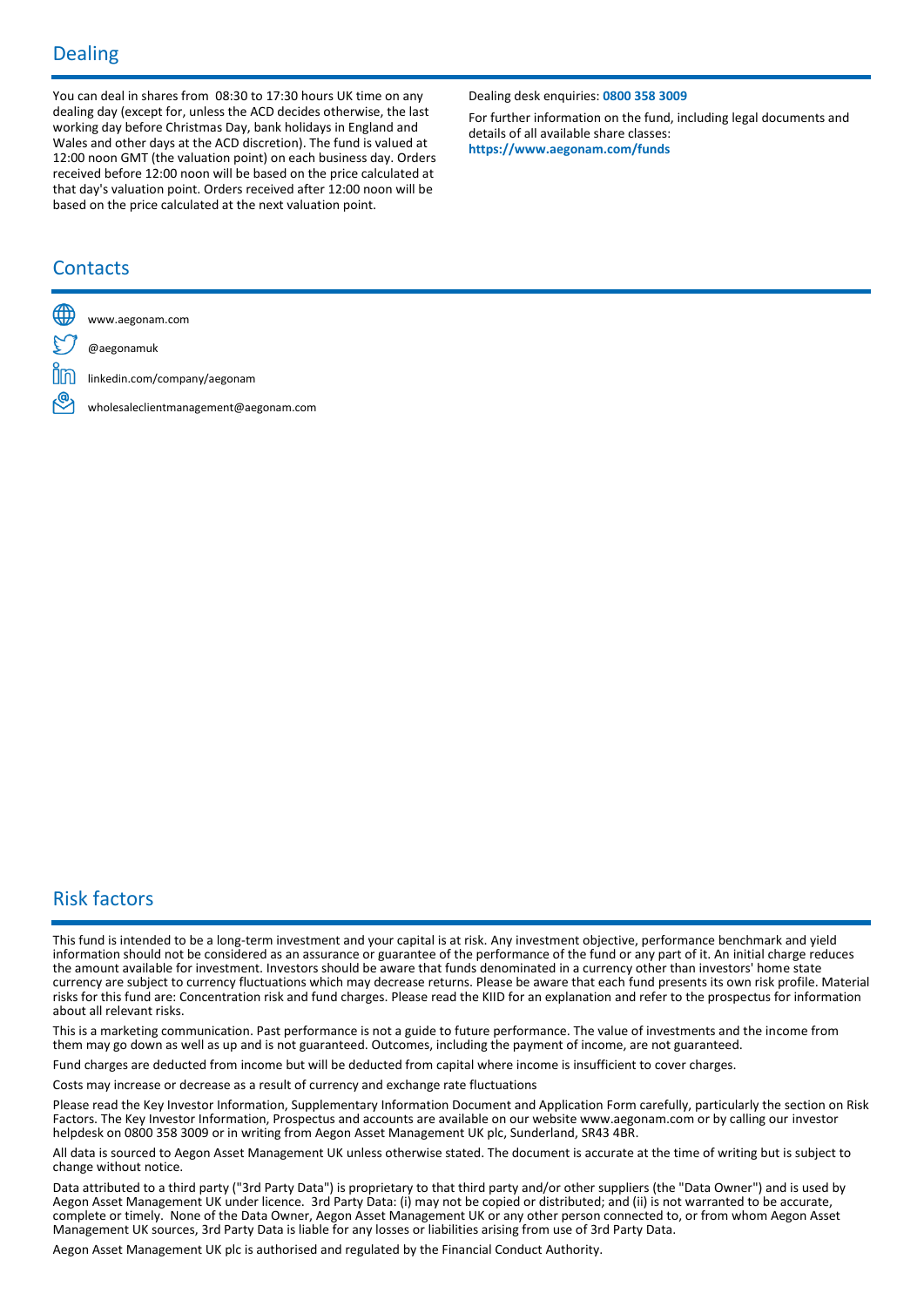## Dealing

You can deal in shares from 08:30 to 17:30 hours UK time on any dealing day (except for, unless the ACD decides otherwise, the last working day before Christmas Day, bank holidays in England and Wales and other days at the ACD discretion). The fund is valued at 12:00 noon GMT (the valuation point) on each business day. Orders received before 12:00 noon will be based on the price calculated at that day's valuation point. Orders received after 12:00 noon will be based on the price calculated at the next valuation point.

Dealing desk enquiries: **0800 358 3009**

For further information on the fund, including legal documents and details of all available share classes: **https://www.aegonam.com/funds**

## Contacts

www.aegonam.com

@aegonamuk

linkedin.com/company/aegonam

wholesaleclientmanagement@aegonam.com

## Risk factors

This fund is intended to be a long-term investment and your capital is at risk. Any investment objective, performance benchmark and yield information should not be considered as an assurance or guarantee of the performance of the fund or any part of it. An initial charge reduces the amount available for investment. Investors should be aware that funds denominated in a currency other than investors' home state currency are subject to currency fluctuations which may decrease returns. Please be aware that each fund presents its own risk profile. Material risks for this fund are: Concentration risk and fund charges. Please read the KIID for an explanation and refer to the prospectus for information about all relevant risks.

This is a marketing communication. Past performance is not a guide to future performance. The value of investments and the income from them may go down as well as up and is not guaranteed. Outcomes, including the payment of income, are not guaranteed.

Fund charges are deducted from income but will be deducted from capital where income is insufficient to cover charges.

Costs may increase or decrease as a result of currency and exchange rate fluctuations

Please read the Key Investor Information, Supplementary Information Document and Application Form carefully, particularly the section on Risk Factors. The Key Investor Information, Prospectus and accounts are available on our website www.aegonam.com or by calling our investor helpdesk on 0800 358 3009 or in writing from Aegon Asset Management UK plc, Sunderland, SR43 4BR.

All data is sourced to Aegon Asset Management UK unless otherwise stated. The document is accurate at the time of writing but is subject to change without notice.

Data attributed to a third party ("3rd Party Data") is proprietary to that third party and/or other suppliers (the "Data Owner") and is used by Aegon Asset Management UK under licence. 3rd Party Data: (i) may not be copied or distributed; and (ii) is not warranted to be accurate, complete or timely. None of the Data Owner, Aegon Asset Management UK or any other person connected to, or from whom Aegon Asset Management UK sources, 3rd Party Data is liable for any losses or liabilities arising from use of 3rd Party Data.

Aegon Asset Management UK plc is authorised and regulated by the Financial Conduct Authority.